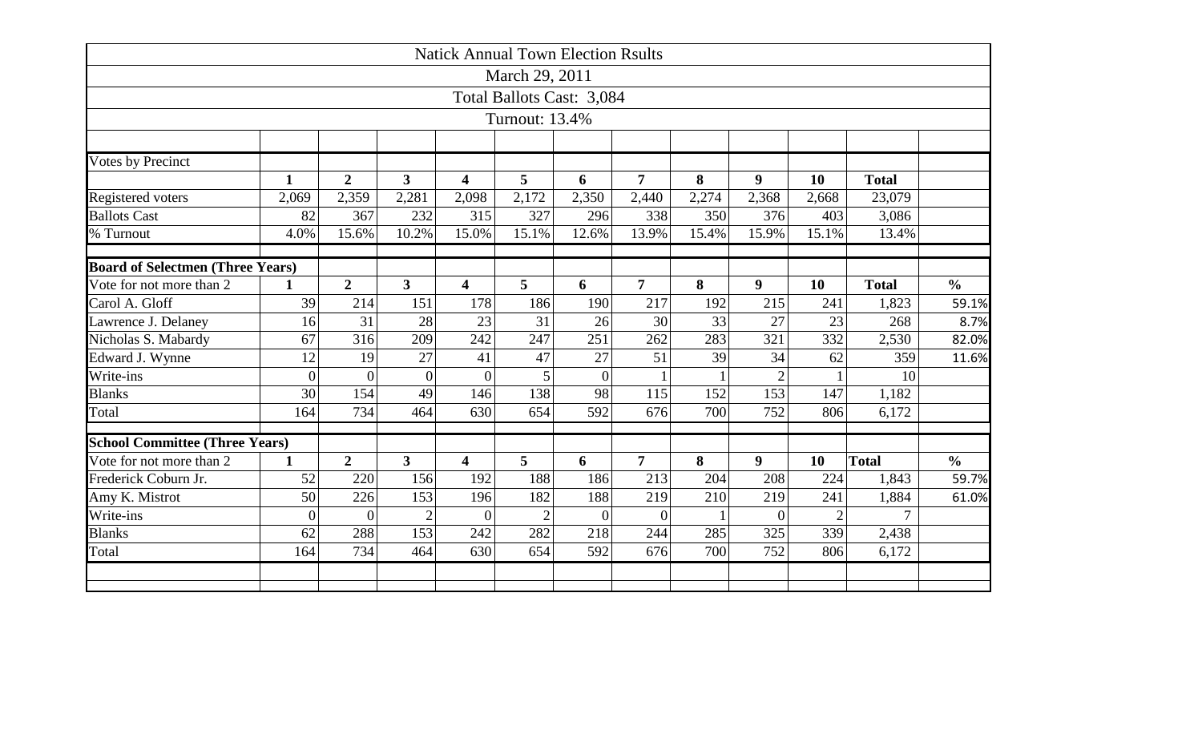# Natick Annual Town Election Rsults

March 29, 2011

Total Ballots Cast: 3,084

Turnout: 13.4%

| Votes by Precinct | | | | | | | | | | | | |
|---|---|---|---|---|---|---|---|---|---|---|---|---|
| | **1** | **2** | **3** | **4** | **5** | **6** | **7** | **8** | **9** | **10** | **Total** | |
| Registered voters | 2,069 | 2,359 | 2,281 | 2,098 | 2,172 | 2,350 | 2,440 | 2,274 | 2,368 | 2,668 | 23,079 | |
| Ballots Cast | 82 | 367 | 232 | 315 | 327 | 296 | 338 | 350 | 376 | 403 | 3,086 | |
| % Turnout | 4.0% | 15.6% | 10.2% | 15.0% | 15.1% | 12.6% | 13.9% | 15.4% | 15.9% | 15.1% | 13.4% | |
| | | | | | | | | | | | | |
| **Board of Selectmen (Three Years)** | | | | | | | | | | | | |
| Vote for not more than 2 | **1** | **2** | **3** | **4** | **5** | **6** | **7** | **8** | **9** | **10** | **Total** | **%** |
| Carol A. Gloff | 39 | 214 | 151 | 178 | 186 | 190 | 217 | 192 | 215 | 241 | 1,823 | 59.1% |
| Lawrence J. Delaney | 16 | 31 | 28 | 23 | 31 | 26 | 30 | 33 | 27 | 23 | 268 | 8.7% |
| Nicholas S. Mabardy | 67 | 316 | 209 | 242 | 247 | 251 | 262 | 283 | 321 | 332 | 2,530 | 82.0% |
| Edward J. Wynne | 12 | 19 | 27 | 41 | 47 | 27 | 51 | 39 | 34 | 62 | 359 | 11.6% |
| Write-ins | 0 | 0 | 0 | 0 | 5 | 0 | 1 | 1 | 2 | 1 | 10 | |
| Blanks | 30 | 154 | 49 | 146 | 138 | 98 | 115 | 152 | 153 | 147 | 1,182 | |
| Total | 164 | 734 | 464 | 630 | 654 | 592 | 676 | 700 | 752 | 806 | 6,172 | |
| | | | | | | | | | | | | |
| **School Committee (Three Years)** | | | | | | | | | | | | |
| Vote for not more than 2 | **1** | **2** | **3** | **4** | **5** | **6** | **7** | **8** | **9** | **10** | **Total** | **%** |
| Frederick Coburn Jr. | 52 | 220 | 156 | 192 | 188 | 186 | 213 | 204 | 208 | 224 | 1,843 | 59.7% |
| Amy K. Mistrot | 50 | 226 | 153 | 196 | 182 | 188 | 219 | 210 | 219 | 241 | 1,884 | 61.0% |
| Write-ins | 0 | 0 | 2 | 0 | 2 | 0 | 0 | 1 | 0 | 2 | 7 | |
| Blanks | 62 | 288 | 153 | 242 | 282 | 218 | 244 | 285 | 325 | 339 | 2,438 | |
| Total | 164 | 734 | 464 | 630 | 654 | 592 | 676 | 700 | 752 | 806 | 6,172 | |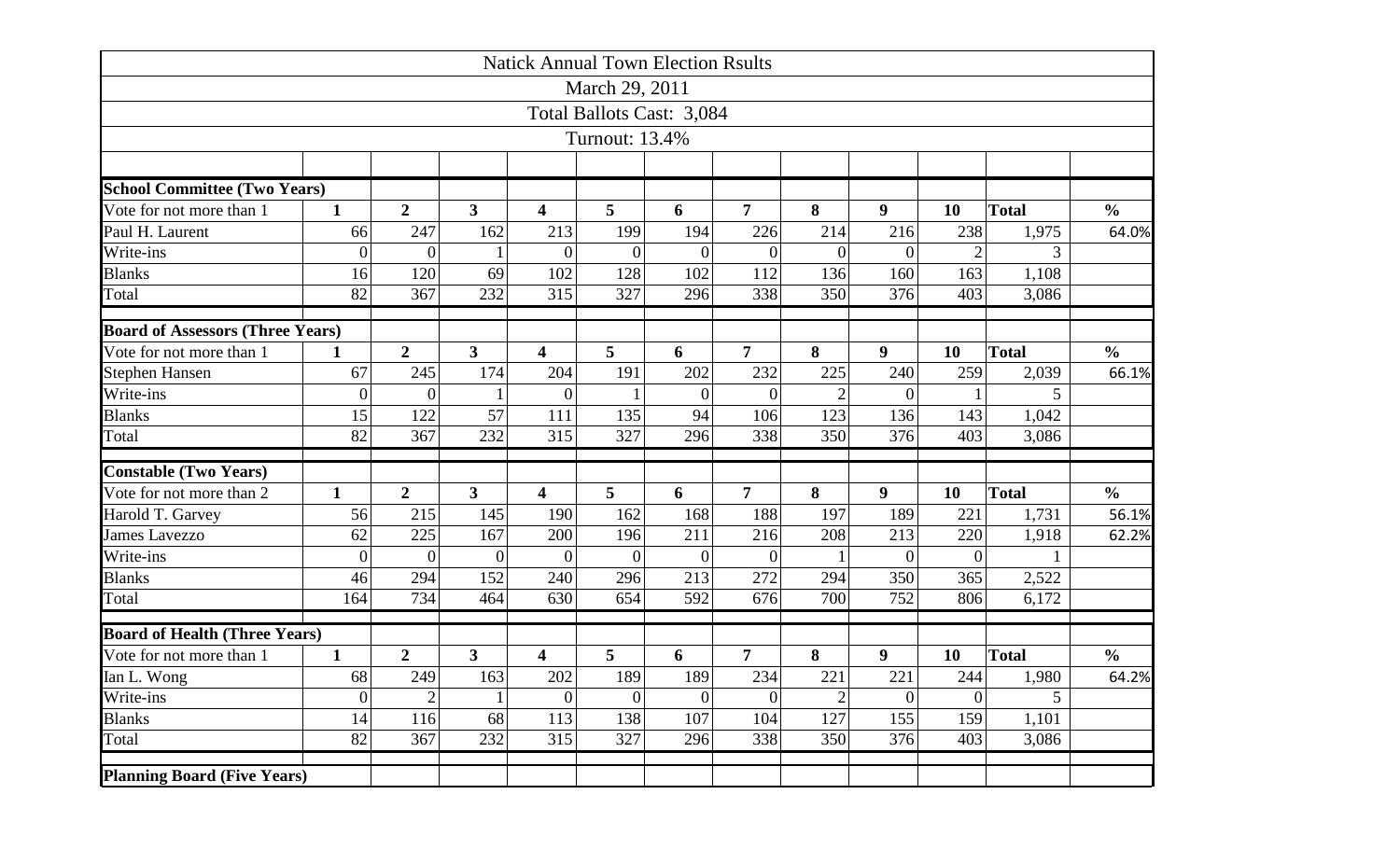| Natick Annual Town Election Rsults | | | | | | | | | | | |
|---|---|---|---|---|---|---|---|---|---|---|---|
| March 29, 2011 | | | | | | | | | | | |
| Total Ballots Cast: 3,084 | | | | | | | | | | | |
| Turnout: 13.4% | | | | | | | | | | | |
| | | | | | | | | | | | |
| **School Committee (Two Years)** | | | | | | | | | | | |
| Vote for not more than 1 | **1** | **2** | **3** | **4** | **5** | **6** | **7** | **8** | **9** | **10** | **Total** | **%** |
| Paul H. Laurent | 66 | 247 | 162 | 213 | 199 | 194 | 226 | 214 | 216 | 238 | 1,975 | 64.0% |
| Write-ins | 0 | 0 | 1 | 0 | 0 | 0 | 0 | 0 | 0 | 2 | 3 | |
| Blanks | 16 | 120 | 69 | 102 | 128 | 102 | 112 | 136 | 160 | 163 | 1,108 | |
| Total | 82 | 367 | 232 | 315 | 327 | 296 | 338 | 350 | 376 | 403 | 3,086 | |
| | | | | | | | | | | | |
| **Board of Assessors (Three Years)** | | | | | | | | | | | |
| Vote for not more than 1 | **1** | **2** | **3** | **4** | **5** | **6** | **7** | **8** | **9** | **10** | **Total** | **%** |
| Stephen Hansen | 67 | 245 | 174 | 204 | 191 | 202 | 232 | 225 | 240 | 259 | 2,039 | 66.1% |
| Write-ins | 0 | 0 | 1 | 0 | 1 | 0 | 0 | 2 | 0 | 1 | 5 | |
| Blanks | 15 | 122 | 57 | 111 | 135 | 94 | 106 | 123 | 136 | 143 | 1,042 | |
| Total | 82 | 367 | 232 | 315 | 327 | 296 | 338 | 350 | 376 | 403 | 3,086 | |
| | | | | | | | | | | | |
| **Constable (Two Years)** | | | | | | | | | | | |
| Vote for not more than 2 | **1** | **2** | **3** | **4** | **5** | **6** | **7** | **8** | **9** | **10** | **Total** | **%** |
| Harold T. Garvey | 56 | 215 | 145 | 190 | 162 | 168 | 188 | 197 | 189 | 221 | 1,731 | 56.1% |
| James Lavezzo | 62 | 225 | 167 | 200 | 196 | 211 | 216 | 208 | 213 | 220 | 1,918 | 62.2% |
| Write-ins | 0 | 0 | 0 | 0 | 0 | 0 | 0 | 1 | 0 | 0 | 1 | |
| Blanks | 46 | 294 | 152 | 240 | 296 | 213 | 272 | 294 | 350 | 365 | 2,522 | |
| Total | 164 | 734 | 464 | 630 | 654 | 592 | 676 | 700 | 752 | 806 | 6,172 | |
| | | | | | | | | | | | |
| **Board of Health (Three Years)** | | | | | | | | | | | |
| Vote for not more than 1 | **1** | **2** | **3** | **4** | **5** | **6** | **7** | **8** | **9** | **10** | **Total** | **%** |
| Ian L. Wong | 68 | 249 | 163 | 202 | 189 | 189 | 234 | 221 | 221 | 244 | 1,980 | 64.2% |
| Write-ins | 0 | 2 | 1 | 0 | 0 | 0 | 0 | 2 | 0 | 0 | 5 | |
| Blanks | 14 | 116 | 68 | 113 | 138 | 107 | 104 | 127 | 155 | 159 | 1,101 | |
| Total | 82 | 367 | 232 | 315 | 327 | 296 | 338 | 350 | 376 | 403 | 3,086 | |
| | | | | | | | | | | | |
| **Planning Board (Five Years)** | | | | | | | | | | | |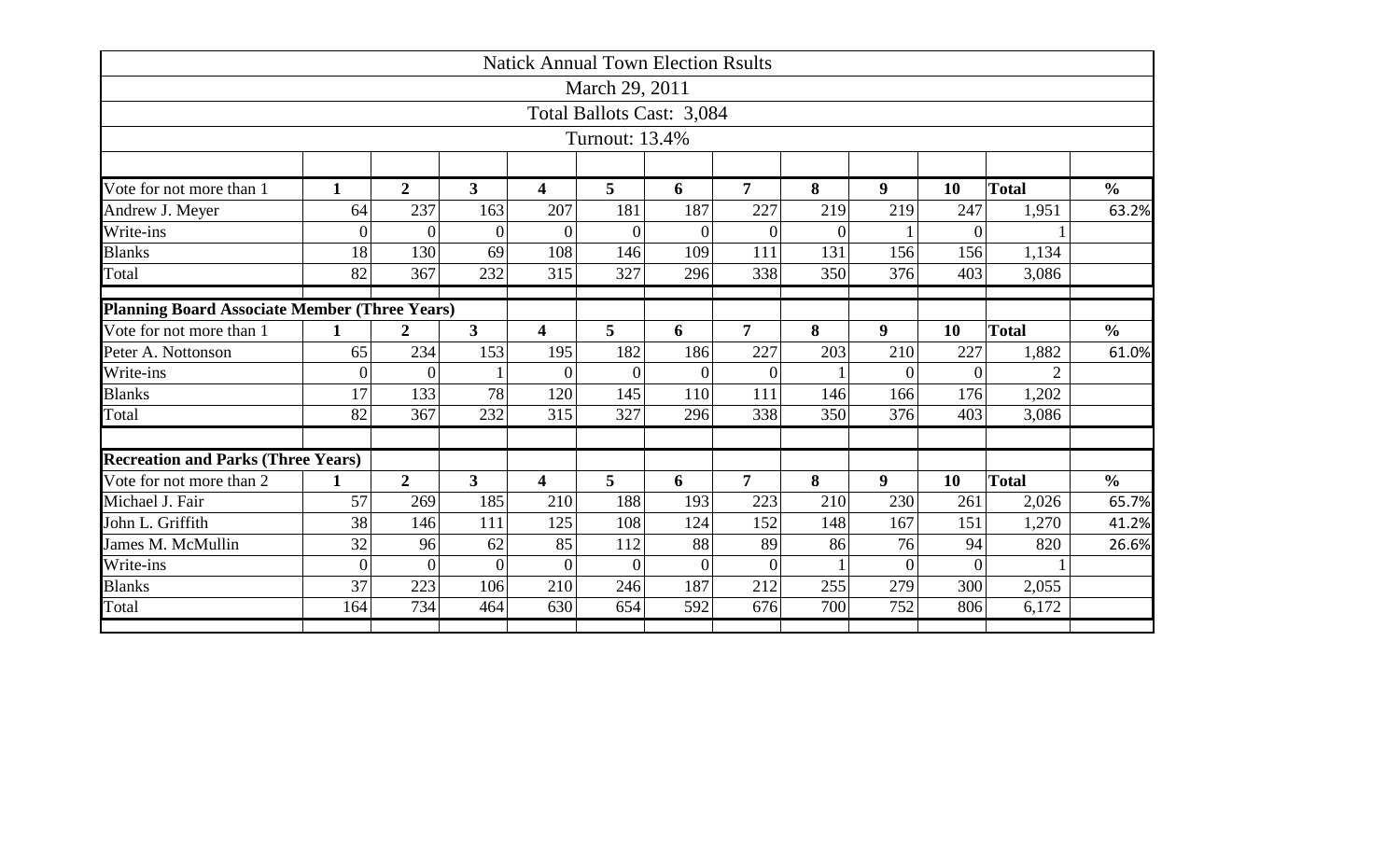# Natick Annual Town Election Rsults

March 29, 2011

Total Ballots Cast: 3,084

Turnout: 13.4%

| Vote for not more than 1 | 1 | 2 | 3 | 4 | 5 | 6 | 7 | 8 | 9 | 10 | Total | % |
|---|---|---|---|---|---|---|---|---|---|---|---|---|
| Andrew J. Meyer | 64 | 237 | 163 | 207 | 181 | 187 | 227 | 219 | 219 | 247 | 1,951 | 63.2% |
| Write-ins | 0 | 0 | 0 | 0 | 0 | 0 | 0 | 0 | 1 | 0 | 1 | |
| Blanks | 18 | 130 | 69 | 108 | 146 | 109 | 111 | 131 | 156 | 156 | 1,134 | |
| Total | 82 | 367 | 232 | 315 | 327 | 296 | 338 | 350 | 376 | 403 | 3,086 | |

**Planning Board Associate Member (Three Years)**

| Vote for not more than 1 | 1 | 2 | 3 | 4 | 5 | 6 | 7 | 8 | 9 | 10 | Total | % |
|---|---|---|---|---|---|---|---|---|---|---|---|---|
| Peter A. Nottonson | 65 | 234 | 153 | 195 | 182 | 186 | 227 | 203 | 210 | 227 | 1,882 | 61.0% |
| Write-ins | 0 | 0 | 1 | 0 | 0 | 0 | 0 | 1 | 0 | 0 | 2 | |
| Blanks | 17 | 133 | 78 | 120 | 145 | 110 | 111 | 146 | 166 | 176 | 1,202 | |
| Total | 82 | 367 | 232 | 315 | 327 | 296 | 338 | 350 | 376 | 403 | 3,086 | |

**Recreation and Parks (Three Years)**

| Vote for not more than 2 | 1 | 2 | 3 | 4 | 5 | 6 | 7 | 8 | 9 | 10 | Total | % |
|---|---|---|---|---|---|---|---|---|---|---|---|---|
| Michael J. Fair | 57 | 269 | 185 | 210 | 188 | 193 | 223 | 210 | 230 | 261 | 2,026 | 65.7% |
| John L. Griffith | 38 | 146 | 111 | 125 | 108 | 124 | 152 | 148 | 167 | 151 | 1,270 | 41.2% |
| James M. McMullin | 32 | 96 | 62 | 85 | 112 | 88 | 89 | 86 | 76 | 94 | 820 | 26.6% |
| Write-ins | 0 | 0 | 0 | 0 | 0 | 0 | 0 | 1 | 0 | 0 | 1 | |
| Blanks | 37 | 223 | 106 | 210 | 246 | 187 | 212 | 255 | 279 | 300 | 2,055 | |
| Total | 164 | 734 | 464 | 630 | 654 | 592 | 676 | 700 | 752 | 806 | 6,172 | |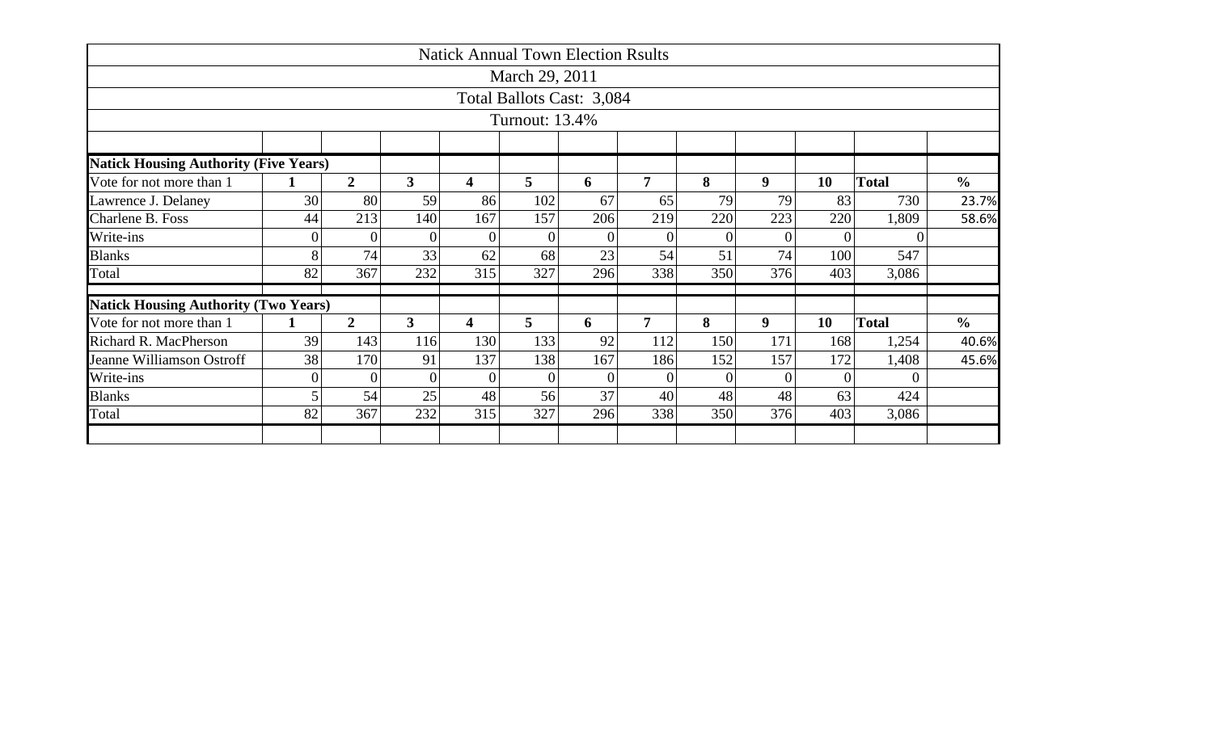| Natick Annual Town Election Rsults | | | | | | | | | | | |
|---|---|---|---|---|---|---|---|---|---|---|---|
| March 29, 2011 | | | | | | | | | | | |
| Total Ballots Cast: 3,084 | | | | | | | | | | | |
| Turnout: 13.4% | | | | | | | | | | | |
| | | | | | | | | | | | |
| **Natick Housing Authority (Five Years)** | | | | | | | | | | | |
| Vote for not more than 1 | **1** | **2** | **3** | **4** | **5** | **6** | **7** | **8** | **9** | **10** | **Total** | **%** |
| Lawrence J. Delaney | 30 | 80 | 59 | 86 | 102 | 67 | 65 | 79 | 79 | 83 | 730 | 23.7% |
| Charlene B. Foss | 44 | 213 | 140 | 167 | 157 | 206 | 219 | 220 | 223 | 220 | 1,809 | 58.6% |
| Write-ins | 0 | 0 | 0 | 0 | 0 | 0 | 0 | 0 | 0 | 0 | 0 | |
| Blanks | 8 | 74 | 33 | 62 | 68 | 23 | 54 | 51 | 74 | 100 | 547 | |
| Total | 82 | 367 | 232 | 315 | 327 | 296 | 338 | 350 | 376 | 403 | 3,086 | |
| | | | | | | | | | | | | |
| **Natick Housing Authority (Two Years)** | | | | | | | | | | | | |
| Vote for not more than 1 | **1** | **2** | **3** | **4** | **5** | **6** | **7** | **8** | **9** | **10** | **Total** | **%** |
| Richard R. MacPherson | 39 | 143 | 116 | 130 | 133 | 92 | 112 | 150 | 171 | 168 | 1,254 | 40.6% |
| Jeanne Williamson Ostroff | 38 | 170 | 91 | 137 | 138 | 167 | 186 | 152 | 157 | 172 | 1,408 | 45.6% |
| Write-ins | 0 | 0 | 0 | 0 | 0 | 0 | 0 | 0 | 0 | 0 | 0 | |
| Blanks | 5 | 54 | 25 | 48 | 56 | 37 | 40 | 48 | 48 | 63 | 424 | |
| Total | 82 | 367 | 232 | 315 | 327 | 296 | 338 | 350 | 376 | 403 | 3,086 | |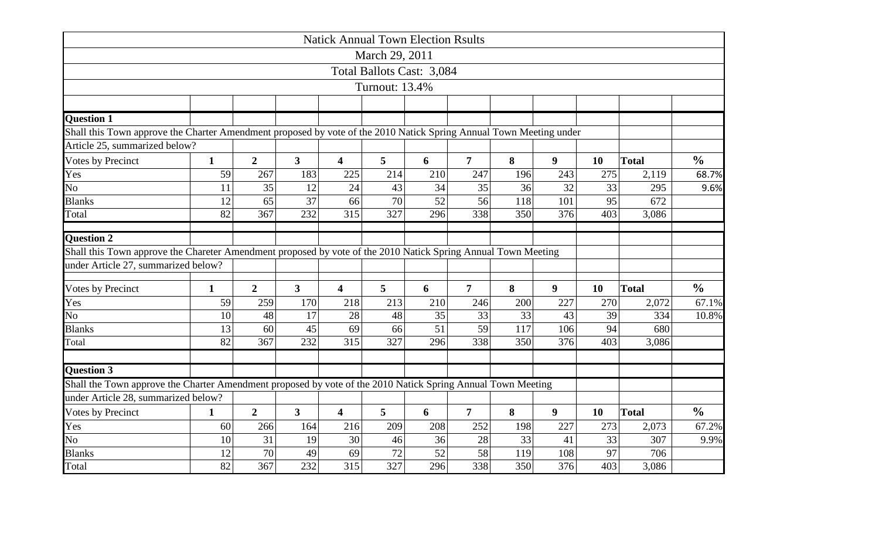# Natick Annual Town Election Rsults

March 29, 2011

Total Ballots Cast: 3,084

Turnout: 13.4%

**Question 1**

Shall this Town approve the Charter Amendment proposed by vote of the 2010 Natick Spring Annual Town Meeting under Article 25, summarized below?

| Votes by Precinct | 1 | 2 | 3 | 4 | 5 | 6 | 7 | 8 | 9 | 10 | Total | % |
|---|---|---|---|---|---|---|---|---|---|---|---|---|
| Yes | 59 | 267 | 183 | 225 | 214 | 210 | 247 | 196 | 243 | 275 | 2,119 | 68.7% |
| No | 11 | 35 | 12 | 24 | 43 | 34 | 35 | 36 | 32 | 33 | 295 | 9.6% |
| Blanks | 12 | 65 | 37 | 66 | 70 | 52 | 56 | 118 | 101 | 95 | 672 | |
| Total | 82 | 367 | 232 | 315 | 327 | 296 | 338 | 350 | 376 | 403 | 3,086 | |

**Question 2**

Shall this Town approve the Chareter Amendment proposed by vote of the 2010 Natick Spring Annual Town Meeting under Article 27, summarized below?

| Votes by Precinct | 1 | 2 | 3 | 4 | 5 | 6 | 7 | 8 | 9 | 10 | Total | % |
|---|---|---|---|---|---|---|---|---|---|---|---|---|
| Yes | 59 | 259 | 170 | 218 | 213 | 210 | 246 | 200 | 227 | 270 | 2,072 | 67.1% |
| No | 10 | 48 | 17 | 28 | 48 | 35 | 33 | 33 | 43 | 39 | 334 | 10.8% |
| Blanks | 13 | 60 | 45 | 69 | 66 | 51 | 59 | 117 | 106 | 94 | 680 | |
| Total | 82 | 367 | 232 | 315 | 327 | 296 | 338 | 350 | 376 | 403 | 3,086 | |

**Question 3**

Shall the Town approve the Charter Amendment proposed by vote of the 2010 Natick Spring Annual Town Meeting under Article 28, summarized below?

| Votes by Precinct | 1 | 2 | 3 | 4 | 5 | 6 | 7 | 8 | 9 | 10 | Total | % |
|---|---|---|---|---|---|---|---|---|---|---|---|---|
| Yes | 60 | 266 | 164 | 216 | 209 | 208 | 252 | 198 | 227 | 273 | 2,073 | 67.2% |
| No | 10 | 31 | 19 | 30 | 46 | 36 | 28 | 33 | 41 | 33 | 307 | 9.9% |
| Blanks | 12 | 70 | 49 | 69 | 72 | 52 | 58 | 119 | 108 | 97 | 706 | |
| Total | 82 | 367 | 232 | 315 | 327 | 296 | 338 | 350 | 376 | 403 | 3,086 | |